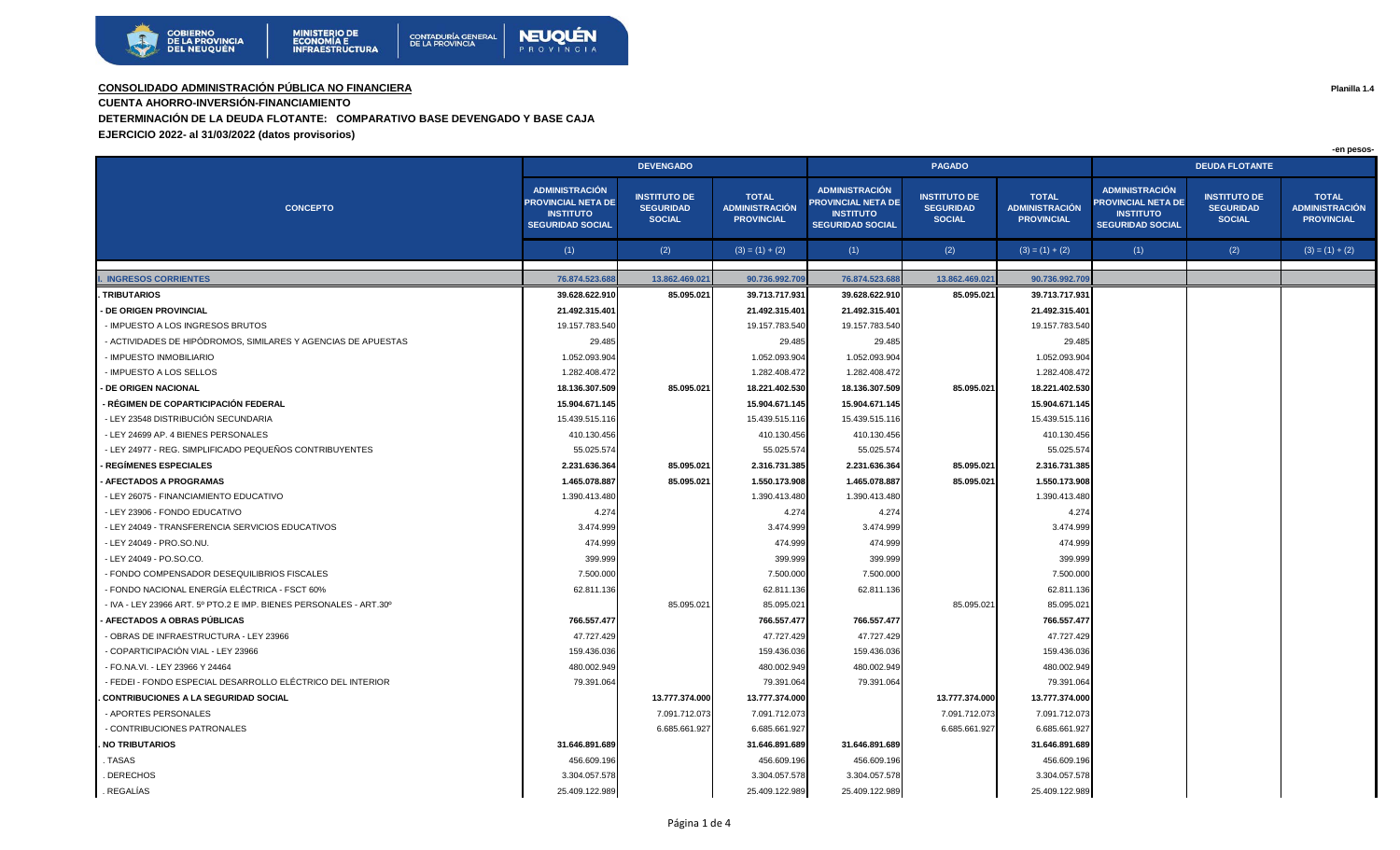**CONSOLIDADO ADMINISTRACIÓN PÚBLICA NO FINANCIERA**

Planilla 1.4

**CUENTA AHORRO-INVERSIÓN-FINANCIAMIENTO**

**DETERMINACIÓN DE LA DEUDA FLOTANTE: COMPARATIVO BASE DEVENGADO Y BASE CAJA**

**EJERCICIO 2022- al 31/03/2022 (datos provisorios)**

-en pesos-

| CONCEPTO | DEVENGADO | | | PAGADO | | | DEUDA FLOTANTE | | |
|---|---|---|---|---|---|---|---|---|---|
| | ADMINISTRACIÓN PROVINCIAL NETA DE INSTITUTO SEGURIDAD SOCIAL | INSTITUTO DE SEGURIDAD SOCIAL | TOTAL ADMINISTRACIÓN PROVINCIAL | ADMINISTRACIÓN PROVINCIAL NETA DE INSTITUTO SEGURIDAD SOCIAL | INSTITUTO DE SEGURIDAD SOCIAL | TOTAL ADMINISTRACIÓN PROVINCIAL | ADMINISTRACIÓN PROVINCIAL NETA DE INSTITUTO SEGURIDAD SOCIAL | INSTITUTO DE SEGURIDAD SOCIAL | TOTAL ADMINISTRACIÓN PROVINCIAL |
| | (1) | (2) | (3) = (1) + (2) | (1) | (2) | (3) = (1) + (2) | (1) | (2) | (3) = (1) + (2) |
| **I. INGRESOS CORRIENTES** | **76.874.523.688** | **13.862.469.021** | **90.736.992.709** | **76.874.523.688** | **13.862.469.021** | **90.736.992.709** | | | |
| **. TRIBUTARIOS** | **39.628.622.910** | **85.095.021** | **39.713.717.931** | **39.628.622.910** | **85.095.021** | **39.713.717.931** | | | |
| **- DE ORIGEN PROVINCIAL** | **21.492.315.401** | | **21.492.315.401** | **21.492.315.401** | | **21.492.315.401** | | | |
| - IMPUESTO A LOS INGRESOS BRUTOS | 19.157.783.540 | | 19.157.783.540 | 19.157.783.540 | | 19.157.783.540 | | | |
| - ACTIVIDADES DE HIPÓDROMOS, SIMILARES Y AGENCIAS DE APUESTAS | 29.485 | | 29.485 | 29.485 | | 29.485 | | | |
| - IMPUESTO INMOBILIARIO | 1.052.093.904 | | 1.052.093.904 | 1.052.093.904 | | 1.052.093.904 | | | |
| - IMPUESTO A LOS SELLOS | 1.282.408.472 | | 1.282.408.472 | 1.282.408.472 | | 1.282.408.472 | | | |
| **- DE ORIGEN NACIONAL** | **18.136.307.509** | **85.095.021** | **18.221.402.530** | **18.136.307.509** | **85.095.021** | **18.221.402.530** | | | |
| **- RÉGIMEN DE COPARTICIPACIÓN FEDERAL** | **15.904.671.145** | | **15.904.671.145** | **15.904.671.145** | | **15.904.671.145** | | | |
| - LEY 23548 DISTRIBUCIÓN SECUNDARIA | 15.439.515.116 | | 15.439.515.116 | 15.439.515.116 | | 15.439.515.116 | | | |
| - LEY 24699 AP. 4 BIENES PERSONALES | 410.130.456 | | 410.130.456 | 410.130.456 | | 410.130.456 | | | |
| - LEY 24977 - REG. SIMPLIFICADO PEQUEÑOS CONTRIBUYENTES | 55.025.574 | | 55.025.574 | 55.025.574 | | 55.025.574 | | | |
| **- REGÍMENES ESPECIALES** | **2.231.636.364** | **85.095.021** | **2.316.731.385** | **2.231.636.364** | **85.095.021** | **2.316.731.385** | | | |
| **- AFECTADOS A PROGRAMAS** | **1.465.078.887** | **85.095.021** | **1.550.173.908** | **1.465.078.887** | **85.095.021** | **1.550.173.908** | | | |
| - LEY 26075 - FINANCIAMIENTO EDUCATIVO | 1.390.413.480 | | 1.390.413.480 | 1.390.413.480 | | 1.390.413.480 | | | |
| - LEY 23906 - FONDO EDUCATIVO | 4.274 | | 4.274 | 4.274 | | 4.274 | | | |
| - LEY 24049 - TRANSFERENCIA SERVICIOS EDUCATIVOS | 3.474.999 | | 3.474.999 | 3.474.999 | | 3.474.999 | | | |
| - LEY 24049 - PRO.SO.NU. | 474.999 | | 474.999 | 474.999 | | 474.999 | | | |
| - LEY 24049 - PO.SO.CO. | 399.999 | | 399.999 | 399.999 | | 399.999 | | | |
| - FONDO COMPENSADOR DESEQUILIBRIOS FISCALES | 7.500.000 | | 7.500.000 | 7.500.000 | | 7.500.000 | | | |
| - FONDO NACIONAL ENERGÍA ELÉCTRICA - FSCT 60% | 62.811.136 | | 62.811.136 | 62.811.136 | | 62.811.136 | | | |
| - IVA - LEY 23966 ART. 5º PTO.2 E IMP. BIENES PERSONALES - ART.30º | | 85.095.021 | 85.095.021 | | 85.095.021 | 85.095.021 | | | |
| **- AFECTADOS A OBRAS PÚBLICAS** | **766.557.477** | | **766.557.477** | **766.557.477** | | **766.557.477** | | | |
| - OBRAS DE INFRAESTRUCTURA - LEY 23966 | 47.727.429 | | 47.727.429 | 47.727.429 | | 47.727.429 | | | |
| - COPARTICIPACIÓN VIAL - LEY 23966 | 159.436.036 | | 159.436.036 | 159.436.036 | | 159.436.036 | | | |
| - FO.NA.VI. - LEY 23966 Y 24464 | 480.002.949 | | 480.002.949 | 480.002.949 | | 480.002.949 | | | |
| - FEDEI - FONDO ESPECIAL DESARROLLO ELÉCTRICO DEL INTERIOR | 79.391.064 | | 79.391.064 | 79.391.064 | | 79.391.064 | | | |
| **. CONTRIBUCIONES A LA SEGURIDAD SOCIAL** | | **13.777.374.000** | **13.777.374.000** | | **13.777.374.000** | **13.777.374.000** | | | |
| - APORTES PERSONALES | | 7.091.712.073 | 7.091.712.073 | | 7.091.712.073 | 7.091.712.073 | | | |
| - CONTRIBUCIONES PATRONALES | | 6.685.661.927 | 6.685.661.927 | | 6.685.661.927 | 6.685.661.927 | | | |
| **. NO TRIBUTARIOS** | **31.646.891.689** | | **31.646.891.689** | **31.646.891.689** | | **31.646.891.689** | | | |
| . TASAS | 456.609.196 | | 456.609.196 | 456.609.196 | | 456.609.196 | | | |
| . DERECHOS | 3.304.057.578 | | 3.304.057.578 | 3.304.057.578 | | 3.304.057.578 | | | |
| . REGALÍAS | 25.409.122.989 | | 25.409.122.989 | 25.409.122.989 | | 25.409.122.989 | | | |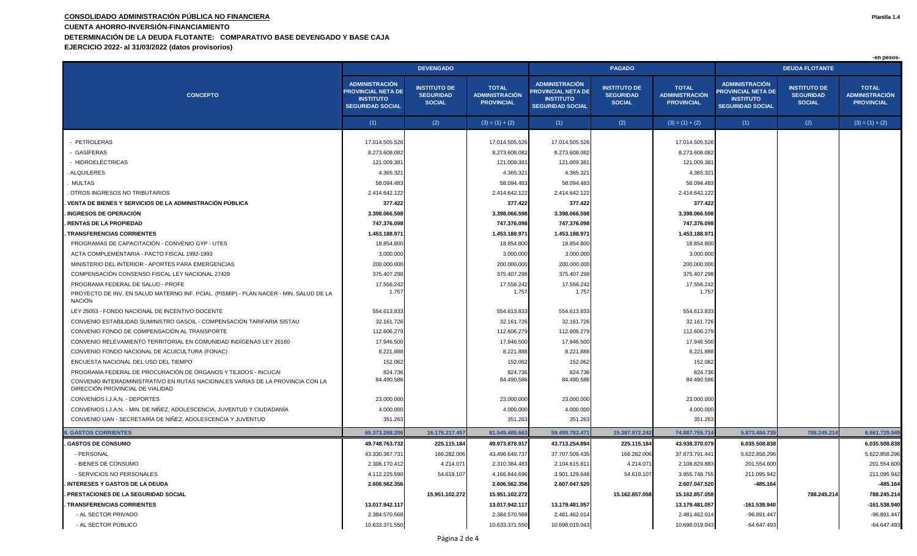**CONSOLIDADO ADMINISTRACIÓN PÚBLICA NO FINANCIERA**

**Planilla 1.4**

**CUENTA AHORRO-INVERSIÓN-FINANCIAMIENTO**

**DETERMINACIÓN DE LA DEUDA FLOTANTE: COMPARATIVO BASE DEVENGADO Y BASE CAJA**

**EJERCICIO 2022- al 31/03/2022 (datos provisorios)**

-en pesos-

| CONCEPTO | DEVENGADO | | | PAGADO | | | DEUDA FLOTANTE | | |
|---|---|---|---|---|---|---|---|---|---|
| | ADMINISTRACIÓN PROVINCIAL NETA DE INSTITUTO SEGURIDAD SOCIAL | INSTITUTO DE SEGURIDAD SOCIAL | TOTAL ADMINISTRACIÓN PROVINCIAL | ADMINISTRACIÓN PROVINCIAL NETA DE INSTITUTO SEGURIDAD SOCIAL | INSTITUTO DE SEGURIDAD SOCIAL | TOTAL ADMINISTRACIÓN PROVINCIAL | ADMINISTRACIÓN PROVINCIAL NETA DE INSTITUTO SEGURIDAD SOCIAL | INSTITUTO DE SEGURIDAD SOCIAL | TOTAL ADMINISTRACIÓN PROVINCIAL |
| | (1) | (2) | (3) = (1) + (2) | (1) | (2) | (3) = (1) + (2) | (1) | (2) | (3) = (1) + (2) |
| - PETROLERAS | 17.014.505.526 | | 17.014.505.526 | 17.014.505.526 | | 17.014.505.526 | | | |
| - GASÍFERAS | 8.273.608.082 | | 8.273.608.082 | 8.273.608.082 | | 8.273.608.082 | | | |
| - HIDROELÉCTRICAS | 121.009.381 | | 121.009.381 | 121.009.381 | | 121.009.381 | | | |
| . ALQUILERES | 4.365.321 | | 4.365.321 | 4.365.321 | | 4.365.321 | | | |
| . MULTAS | 58.094.483 | | 58.094.483 | 58.094.483 | | 58.094.483 | | | |
| . OTROS INGRESOS NO TRIBUTARIOS | 2.414.642.122 | | 2.414.642.122 | 2.414.642.122 | | 2.414.642.122 | | | |
| **. VENTA DE BIENES Y SERVICIOS DE LA ADMINISTRACIÓN PÚBLICA** | **377.422** | | **377.422** | **377.422** | | **377.422** | | | |
| **. INGRESOS DE OPERACIÓN** | **3.398.066.598** | | **3.398.066.598** | **3.398.066.598** | | **3.398.066.598** | | | |
| **. RENTAS DE LA PROPIEDAD** | **747.376.098** | | **747.376.098** | **747.376.098** | | **747.376.098** | | | |
| **. TRANSFERENCIAS CORRIENTES** | **1.453.188.971** | | **1.453.188.971** | **1.453.188.971** | | **1.453.188.971** | | | |
| PROGRAMAS DE CAPACITACIÓN - CONVENIO GYP - UTES | 18.854.800 | | 18.854.800 | 18.854.800 | | 18.854.800 | | | |
| ACTA COMPLEMENTARIA - PACTO FISCAL 1992-1993 | 3.000.000 | | 3.000.000 | 3.000.000 | | 3.000.000 | | | |
| MINISTERIO DEL INTERIOR - APORTES PARA EMERGENCIAS | 200.000.000 | | 200.000.000 | 200.000.000 | | 200.000.000 | | | |
| COMPENSACIÓN CONSENSO FISCAL LEY NACIONAL 27429 | 375.407.298 | | 375.407.298 | 375.407.298 | | 375.407.298 | | | |
| PROGRAMA FEDERAL DE SALUD - PROFE | 17.556.242 | | 17.556.242 | 17.556.242 | | 17.556.242 | | | |
| PROYECTO DE INV. EN SALUD MATERNO INF. PCIAL. (PISMIP) - PLAN NACER - MIN. SALUD DE LA NACIÓN | 1.757 | | 1.757 | 1.757 | | 1.757 | | | |
| LEY 25053 - FONDO NACIONAL DE INCENTIVO DOCENTE | 554.613.833 | | 554.613.833 | 554.613.833 | | 554.613.833 | | | |
| CONVENIO ESTABILIDAD SUMINISTRO GASOIL - COMPENSACIÓN TARIFARIA SISTAU | 32.161.726 | | 32.161.726 | 32.161.726 | | 32.161.726 | | | |
| CONVENIO FONDO DE COMPENSACIÓN AL TRANSPORTE | 112.606.279 | | 112.606.279 | 112.606.279 | | 112.606.279 | | | |
| CONVENIO RELEVAMIENTO TERRITORIAL EN COMUNIDAD INDÍGENAS LEY 26160 | 17.946.500 | | 17.946.500 | 17.946.500 | | 17.946.500 | | | |
| CONVENIO FONDO NACIONAL DE ACUICULTURA (FONAC) | 8.221.888 | | 8.221.888 | 8.221.888 | | 8.221.888 | | | |
| ENCUESTA NACIONAL DEL USO DEL TIEMPO | 152.062 | | 152.062 | 152.062 | | 152.062 | | | |
| PROGRAMA FEDERAL DE PROCURACIÓN DE ÓRGANOS Y TEJIDOS - INCUCAI | 824.736 | | 824.736 | 824.736 | | 824.736 | | | |
| CONVENIO INTERADMINISTRATIVO EN RUTAS NACIONALES VARIAS DE LA PROVINCIA CON LA DIRECCIÓN PROVINCIAL DE VIALIDAD | 84.490.586 | | 84.490.586 | 84.490.586 | | 84.490.586 | | | |
| CONVENIOS I.J.A.N. - DEPORTES | 23.000.000 | | 23.000.000 | 23.000.000 | | 23.000.000 | | | |
| CONVENIOS I.J.A.N. - MIN. DE NIÑEZ, ADOLESCENCIA, JUVENTUD Y CIUDADANÍA | 4.000.000 | | 4.000.000 | 4.000.000 | | 4.000.000 | | | |
| CONVENIO IJAN - SECRETARÍA DE NIÑEZ, ADOLESCENCIA Y JUVENTUD | 351.263 | | 351.263 | 351.263 | | 351.263 | | | |
| **II. GASTOS CORRIENTES** | **65.373.268.206** | **16.176.217.457** | **81.549.485.663** | **59.499.783.471** | **15.387.972.242** | **74.887.755.714** | **5.873.484.735** | **788.245.214** | **6.661.729.949** |
| **. GASTOS DE CONSUMO** | **49.748.763.732** | **225.115.184** | **49.973.878.917** | **43.713.254.894** | **225.115.184** | **43.938.370.079** | **6.035.508.838** | | **6.035.508.838** |
| - PERSONAL | 43.330.367.731 | 166.282.006 | 43.496.649.737 | 37.707.509.435 | 166.282.006 | 37.873.791.441 | 5.622.858.296 | | 5.622.858.296 |
| - BIENES DE CONSUMO | 2.306.170.412 | 4.214.071 | 2.310.384.483 | 2.104.615.811 | 4.214.071 | 2.108.829.883 | 201.554.600 | | 201.554.600 |
| - SERVICIOS NO PERSONALES | 4.112.225.590 | 54.619.107 | 4.166.844.696 | 3.901.129.648 | 54.619.107 | 3.955.748.755 | 211.095.942 | | 211.095.942 |
| **. INTERESES Y GASTOS DE LA DEUDA** | **2.606.562.356** | | **2.606.562.356** | **2.607.047.520** | | **2.607.047.520** | **-485.164** | | **-485.164** |
| **. PRESTACIONES DE LA SEGURIDAD SOCIAL** | | **15.951.102.272** | **15.951.102.272** | | **15.162.857.058** | **15.162.857.058** | | **788.245.214** | **788.245.214** |
| **. TRANSFERENCIAS CORRIENTES** | **13.017.942.117** | | **13.017.942.117** | **13.179.481.057** | | **13.179.481.057** | **-161.538.940** | | **-161.538.940** |
| - AL SECTOR PRIVADO | 2.384.570.568 | | 2.384.570.568 | 2.481.462.014 | | 2.481.462.014 | -96.891.447 | | -96.891.447 |
| - AL SECTOR PÚBLICO | 10.633.371.550 | | 10.633.371.550 | 10.698.019.043 | | 10.698.019.043 | -64.647.493 | | -64.647.493 |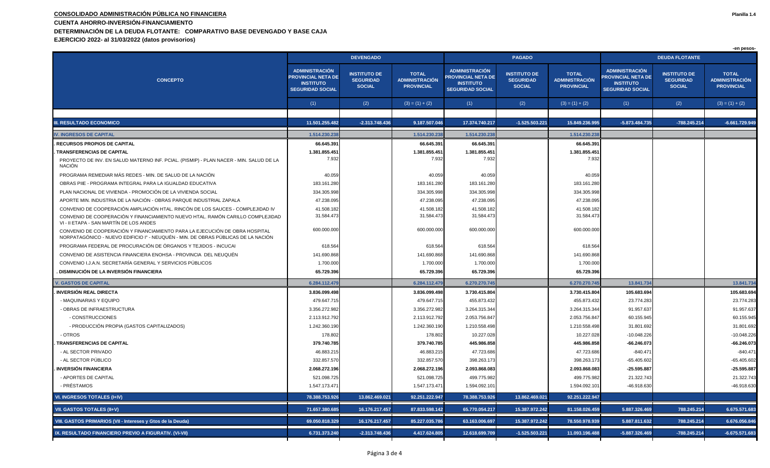**CONSOLIDADO ADMINISTRACIÓN PÚBLICA NO FINANCIERA**

**Planilla 1.4**

**CUENTA AHORRO-INVERSIÓN-FINANCIAMIENTO**

**DETERMINACIÓN DE LA DEUDA FLOTANTE: COMPARATIVO BASE DEVENGADO Y BASE CAJA**

**EJERCICIO 2022- al 31/03/2022 (datos provisorios)**

-en pesos-

| CONCEPTO | DEVENGADO | | | PAGADO | | | DEUDA FLOTANTE | | |
|---|---|---|---|---|---|---|---|---|---|
| | ADMINISTRACIÓN PROVINCIAL NETA DE INSTITUTO SEGURIDAD SOCIAL | INSTITUTO DE SEGURIDAD SOCIAL | TOTAL ADMINISTRACIÓN PROVINCIAL | ADMINISTRACIÓN PROVINCIAL NETA DE INSTITUTO SEGURIDAD SOCIAL | INSTITUTO DE SEGURIDAD SOCIAL | TOTAL ADMINISTRACIÓN PROVINCIAL | ADMINISTRACIÓN PROVINCIAL NETA DE INSTITUTO SEGURIDAD SOCIAL | INSTITUTO DE SEGURIDAD SOCIAL | TOTAL ADMINISTRACIÓN PROVINCIAL |
| | (1) | (2) | (3) = (1) + (2) | (1) | (2) | (3) = (1) + (2) | (1) | (2) | (3) = (1) + (2) |
| **III. RESULTADO ECONOMICO** | **11.501.255.482** | **-2.313.748.436** | **9.187.507.046** | **17.374.740.217** | **-1.525.503.221** | **15.849.236.995** | **-5.873.484.735** | **-788.245.214** | **-6.661.729.949** |
| **IV. INGRESOS DE CAPITAL** | **1.514.230.238** | | **1.514.230.238** | **1.514.230.238** | | **1.514.230.238** | | | |
| **. RECURSOS PROPIOS DE CAPITAL** | **66.645.391** | | **66.645.391** | **66.645.391** | | **66.645.391** | | | |
| **. TRANSFERENCIAS DE CAPITAL** | **1.381.855.451** | | **1.381.855.451** | **1.381.855.451** | | **1.381.855.451** | | | |
| PROYECTO DE INV. EN SALUD MATERNO INF. PCIAL. (PISMIP) - PLAN NACER - MIN. SALUD DE LA NACIÓN | 7.932 | | 7.932 | 7.932 | | 7.932 | | | |
| PROGRAMA REMEDIAR MÁS REDES - MIN. DE SALUD DE LA NACIÓN | 40.059 | | 40.059 | 40.059 | | 40.059 | | | |
| OBRAS PIIE - PROGRAMA INTEGRAL PARA LA IGUALDAD EDUCATIVA | 183.161.280 | | 183.161.280 | 183.161.280 | | 183.161.280 | | | |
| PLAN NACIONAL DE VIVIENDA - PROMOCIÓN DE LA VIVIENDA SOCIAL | 334.305.998 | | 334.305.998 | 334.305.998 | | 334.305.998 | | | |
| APORTE MIN. INDUSTRIA DE LA NACIÓN - OBRAS PARQUE INDUSTRIAL ZAPALA | 47.238.095 | | 47.238.095 | 47.238.095 | | 47.238.095 | | | |
| CONVENIO DE COOPERACIÓN AMPLIACIÓN HTAL. RINCÓN DE LOS SAUCES - COMPLEJIDAD IV | 41.508.182 | | 41.508.182 | 41.508.182 | | 41.508.182 | | | |
| CONVENIO DE COOPERACIÓN Y FINANCIAMIENTO NUEVO HTAL. RAMÓN CARILLO COMPLEJIDAD VI - II ETAPA - SAN MARTÍN DE LOS ANDES | 31.584.473 | | 31.584.473 | 31.584.473 | | 31.584.473 | | | |
| CONVENIO DE COOPERACIÓN Y FINANCIAMIENTO PARA LA EJECUCIÓN DE OBRA HOSPITAL NORPATAGÓNICO - NUEVO EDIFICIO I° - NEUQUÉN - MIN. DE OBRAS PÚBLICAS DE LA NACIÓN | 600.000.000 | | 600.000.000 | 600.000.000 | | 600.000.000 | | | |
| PROGRAMA FEDERAL DE PROCURACIÓN DE ÓRGANOS Y TEJIDOS - INCUCAI | 618.564 | | 618.564 | 618.564 | | 618.564 | | | |
| CONVENIO DE ASISTENCIA FINANCIERA ENOHSA - PROVINCIA DEL NEUQUÉN | 141.690.868 | | 141.690.868 | 141.690.868 | | 141.690.868 | | | |
| CONVENIO I.J.A.N. SECRETARÍA GENERAL Y SERVICIOS PÚBLICOS | 1.700.000 | | 1.700.000 | 1.700.000 | | 1.700.000 | | | |
| **. DISMINUCIÓN DE LA INVERSIÓN FINANCIERA** | **65.729.396** | | **65.729.396** | **65.729.396** | | **65.729.396** | | | |
| **V. GASTOS DE CAPITAL** | **6.284.112.479** | | **6.284.112.479** | **6.270.270.745** | | **6.270.270.745** | **13.841.734** | | **13.841.734** |
| **. INVERSIÓN REAL DIRECTA** | **3.836.099.498** | | **3.836.099.498** | **3.730.415.804** | | **3.730.415.804** | **105.683.694** | | **105.683.694** |
| - MAQUINARIAS Y EQUIPO | 479.647.715 | | 479.647.715 | 455.873.432 | | 455.873.432 | 23.774.283 | | 23.774.283 |
| - OBRAS DE INFRAESTRUCTURA | 3.356.272.982 | | 3.356.272.982 | 3.264.315.344 | | 3.264.315.344 | 91.957.637 | | 91.957.637 |
| - CONSTRUCCIONES | 2.113.912.792 | | 2.113.912.792 | 2.053.756.847 | | 2.053.756.847 | 60.155.945 | | 60.155.945 |
| - PRODUCCIÓN PROPIA (GASTOS CAPITALIZADOS) | 1.242.360.190 | | 1.242.360.190 | 1.210.558.498 | | 1.210.558.498 | 31.801.692 | | 31.801.692 |
| - OTROS | 178.802 | | 178.802 | 10.227.028 | | 10.227.028 | -10.048.226 | | -10.048.226 |
| **. TRANSFERENCIAS DE CAPITAL** | **379.740.785** | | **379.740.785** | **445.986.858** | | **445.986.858** | **-66.246.073** | | **-66.246.073** |
| - AL SECTOR PRIVADO | 46.883.215 | | 46.883.215 | 47.723.686 | | 47.723.686 | -840.471 | | -840.471 |
| - AL SECTOR PÚBLICO | 332.857.570 | | 332.857.570 | 398.263.173 | | 398.263.173 | -65.405.602 | | -65.405.602 |
| **. INVERSIÓN FINANCIERA** | **2.068.272.196** | | **2.068.272.196** | **2.093.868.083** | | **2.093.868.083** | **-25.595.887** | | **-25.595.887** |
| - APORTES DE CAPITAL | 521.098.725 | | 521.098.725 | 499.775.982 | | 499.775.982 | 21.322.743 | | 21.322.743 |
| - PRÉSTAMOS | 1.547.173.471 | | 1.547.173.471 | 1.594.092.101 | | 1.594.092.101 | -46.918.630 | | -46.918.630 |
| **VI. INGRESOS TOTALES (I+IV)** | **78.388.753.926** | **13.862.469.021** | **92.251.222.947** | **78.388.753.926** | **13.862.469.021** | **92.251.222.947** | | | |
| **VII. GASTOS TOTALES (II+V)** | **71.657.380.685** | **16.176.217.457** | **87.833.598.142** | **65.770.054.217** | **15.387.972.242** | **81.158.026.459** | **5.887.326.469** | **788.245.214** | **6.675.571.683** |
| **VIII. GASTOS PRIMARIOS (VII - Intereses y Gtos de la Deuda)** | **69.050.818.329** | **16.176.217.457** | **85.227.035.786** | **63.163.006.697** | **15.387.972.242** | **78.550.978.939** | **5.887.811.632** | **788.245.214** | **6.676.056.846** |
| **IX. RESULTADO FINANCIERO PREVIO A FIGURATIV. (VI-VII)** | **6.731.373.240** | **-2.313.748.436** | **4.417.624.805** | **12.618.699.709** | **-1.525.503.221** | **11.093.196.488** | **-5.887.326.469** | **-788.245.214** | **-6.675.571.683** |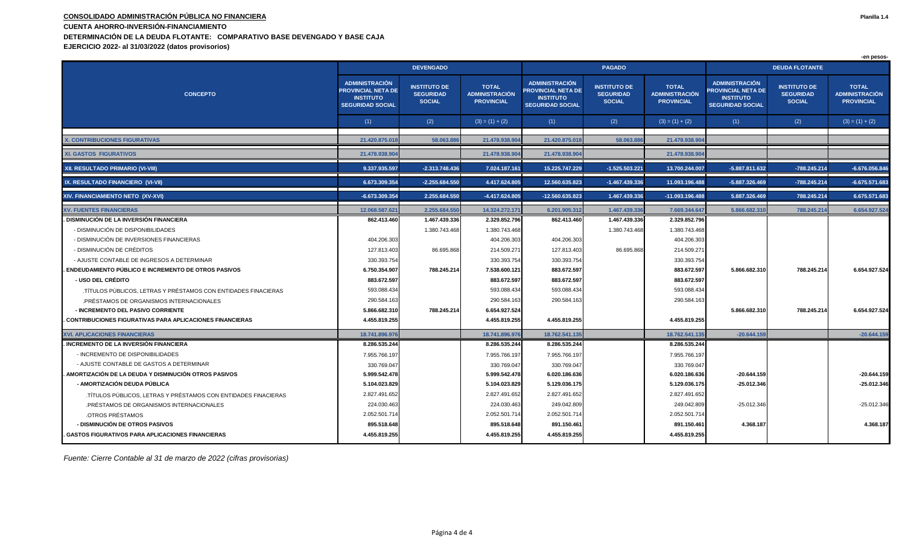**CONSOLIDADO ADMINISTRACIÓN PÚBLICA NO FINANCIERA**

**Planilla 1.4**

**CUENTA AHORRO-INVERSIÓN-FINANCIAMIENTO**

**DETERMINACIÓN DE LA DEUDA FLOTANTE: COMPARATIVO BASE DEVENGADO Y BASE CAJA**

**EJERCICIO 2022- al 31/03/2022 (datos provisorios)**

-en pesos-

| CONCEPTO | DEVENGADO | | | PAGADO | | | DEUDA FLOTANTE | | |
|---|---|---|---|---|---|---|---|---|---|
| | ADMINISTRACIÓN PROVINCIAL NETA DE INSTITUTO SEGURIDAD SOCIAL | INSTITUTO DE SEGURIDAD SOCIAL | TOTAL ADMINISTRACIÓN PROVINCIAL | ADMINISTRACIÓN PROVINCIAL NETA DE INSTITUTO SEGURIDAD SOCIAL | INSTITUTO DE SEGURIDAD SOCIAL | TOTAL ADMINISTRACIÓN PROVINCIAL | ADMINISTRACIÓN PROVINCIAL NETA DE INSTITUTO SEGURIDAD SOCIAL | INSTITUTO DE SEGURIDAD SOCIAL | TOTAL ADMINISTRACIÓN PROVINCIAL |
| | (1) | (2) | (3) = (1) + (2) | (1) | (2) | (3) = (1) + (2) | (1) | (2) | (3) = (1) + (2) |
| **X. CONTRIBUCIONES FIGURATIVAS** | 21.420.875.018 | 58.063.886 | 21.478.938.904 | 21.420.875.018 | 58.063.886 | 21.478.938.904 | | | |
| **XI. GASTOS FIGURATIVOS** | 21.478.938.904 | | 21.478.938.904 | 21.478.938.904 | | 21.478.938.904 | | | |
| **XII. RESULTADO PRIMARIO (VI-VIII)** | 9.337.935.597 | -2.313.748.436 | 7.024.187.161 | 15.225.747.229 | -1.525.503.221 | 13.700.244.007 | -5.887.811.632 | -788.245.214 | -6.676.056.846 |
| **IX. RESULTADO FINANCIERO (VI-VII)** | 6.673.309.354 | -2.255.684.550 | 4.417.624.805 | 12.560.635.823 | -1.467.439.336 | 11.093.196.488 | -5.887.326.469 | -788.245.214 | -6.675.571.683 |
| **XIV. FINANCIAMIENTO NETO (XV-XVI)** | -6.673.309.354 | 2.255.684.550 | -4.417.624.805 | -12.560.635.823 | 1.467.439.336 | -11.093.196.488 | 5.887.326.469 | 788.245.214 | 6.675.571.683 |
| **XV. FUENTES FINANCIERAS** | 12.068.587.621 | 2.255.684.550 | 14.324.272.171 | 6.201.905.312 | 1.467.439.336 | 7.669.344.647 | 5.866.682.310 | 788.245.214 | 6.654.927.524 |
| **. DISMINUCIÓN DE LA INVERSIÓN FINANCIERA** | 862.413.460 | 1.467.439.336 | 2.329.852.796 | 862.413.460 | 1.467.439.336 | 2.329.852.796 | | | |
| - DISMINUCIÓN DE DISPONIBILIDADES | | 1.380.743.468 | 1.380.743.468 | | 1.380.743.468 | 1.380.743.468 | | | |
| - DISMINUCIÓN DE INVERSIONES FINANCIERAS | 404.206.303 | | 404.206.303 | 404.206.303 | | 404.206.303 | | | |
| - DISMINUCIÓN DE CRÉDITOS | 127.813.403 | 86.695.868 | 214.509.271 | 127.813.403 | 86.695.868 | 214.509.271 | | | |
| - AJUSTE CONTABLE DE INGRESOS A DETERMINAR | 330.393.754 | | 330.393.754 | 330.393.754 | | 330.393.754 | | | |
| **. ENDEUDAMIENTO PÚBLICO E INCREMENTO DE OTROS PASIVOS** | 6.750.354.907 | 788.245.214 | 7.538.600.121 | 883.672.597 | | 883.672.597 | 5.866.682.310 | 788.245.214 | 6.654.927.524 |
| **- USO DEL CRÉDITO** | 883.672.597 | | 883.672.597 | 883.672.597 | | 883.672.597 | | | |
| .TÍTULOS PÚBLICOS, LETRAS Y PRÉSTAMOS CON ENTIDADES FINACIERAS | 593.088.434 | | 593.088.434 | 593.088.434 | | 593.088.434 | | | |
| .PRÉSTAMOS DE ORGANISMOS INTERNACIONALES | 290.584.163 | | 290.584.163 | 290.584.163 | | 290.584.163 | | | |
| **- INCREMENTO DEL PASIVO CORRIENTE** | 5.866.682.310 | 788.245.214 | 6.654.927.524 | | | | 5.866.682.310 | 788.245.214 | 6.654.927.524 |
| **. CONTRIBUCIONES FIGURATIVAS PARA APLICACIONES FINANCIERAS** | 4.455.819.255 | | 4.455.819.255 | 4.455.819.255 | | 4.455.819.255 | | | |
| **XVI. APLICACIONES FINANCIERAS** | 18.741.896.976 | | 18.741.896.976 | 18.762.541.135 | | 18.762.541.135 | -20.644.159 | | -20.644.159 |
| **. INCREMENTO DE LA INVERSIÓN FINANCIERA** | 8.286.535.244 | | 8.286.535.244 | 8.286.535.244 | | 8.286.535.244 | | | |
| - INCREMENTO DE DISPONIBILIDADES | 7.955.766.197 | | 7.955.766.197 | 7.955.766.197 | | 7.955.766.197 | | | |
| - AJUSTE CONTABLE DE GASTOS A DETERMINAR | 330.769.047 | | 330.769.047 | 330.769.047 | | 330.769.047 | | | |
| **. AMORTIZACIÓN DE LA DEUDA Y DISMINUCIÓN OTROS PASIVOS** | 5.999.542.478 | | 5.999.542.478 | 6.020.186.636 | | 6.020.186.636 | -20.644.159 | | -20.644.159 |
| **- AMORTIZACIÓN DEUDA PÚBLICA** | 5.104.023.829 | | 5.104.023.829 | 5.129.036.175 | | 5.129.036.175 | -25.012.346 | | -25.012.346 |
| .TÍTULOS PÚBLICOS, LETRAS Y PRÉSTAMOS CON ENTIDADES FINACIERAS | 2.827.491.652 | | 2.827.491.652 | 2.827.491.652 | | 2.827.491.652 | | | |
| .PRÉSTAMOS DE ORGANISMOS INTERNACIONALES | 224.030.463 | | 224.030.463 | 249.042.809 | | 249.042.809 | -25.012.346 | | -25.012.346 |
| .OTROS PRÉSTAMOS | 2.052.501.714 | | 2.052.501.714 | 2.052.501.714 | | 2.052.501.714 | | | |
| **- DISMINUCIÓN DE OTROS PASIVOS** | 895.518.648 | | 895.518.648 | 891.150.461 | | 891.150.461 | 4.368.187 | | 4.368.187 |
| **. GASTOS FIGURATIVOS PARA APLICACIONES FINANCIERAS** | 4.455.819.255 | | 4.455.819.255 | 4.455.819.255 | | 4.455.819.255 | | | |

*Fuente: Cierre Contable al 31 de marzo de 2022 (cifras provisorias)*